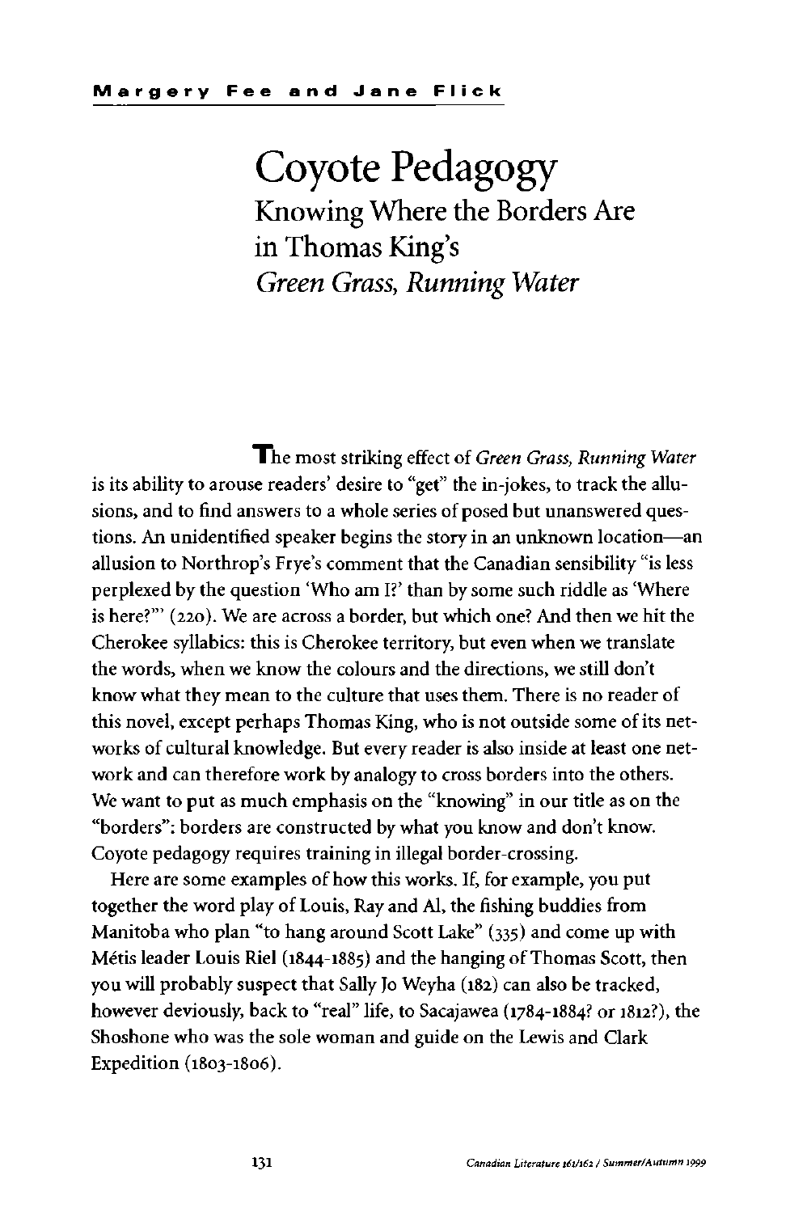Margery Fee and Jane Flick

# Coyote Pedagogy

## Knowing Where the Borders Are in Thomas King's *Green Grass, Running Water*

The most striking effect of *Green Grass, Running Water* is its ability to arouse readers' desire to "get" the in-jokes, to track the allusions, and to find answers to a whole series of posed but unanswered questions. An unidentified speaker begins the story in an unknown location—an allusion to Northrop's Frye's comment that the Canadian sensibility "is less perplexed by the question 'Who am I?' than by some such riddle as 'Where is here?'" (220). We are across a border, but which one? And then we hit the Cherokee syllabics: this is Cherokee territory, but even when we translate the words, when we know the colours and the directions, we still don't know what they mean to the culture that uses them. There is no reader of this novel, except perhaps Thomas King, who is not outside some of its networks of cultural knowledge. But every reader is also inside at least one network and can therefore work by analogy to cross borders into the others. We want to put as much emphasis on the "knowing" in our title as on the "borders": borders are constructed by what you know and don't know. Coyote pedagogy requires training in illegal border-crossing.

Here are some examples of how this works. If, for example, you put together the word play of Louis, Ray and Al, the fishing buddies from Manitoba who plan "to hang around Scott Lake" (335) and come up with Métis leader Louis Riel (1844-1885) and the hanging of Thomas Scott, then you will probably suspect that Sally Jo Weyha (182) can also be tracked, however deviously, back to "real" life, to Sacajawea (1784-1884? or 1812?), the Shoshone who was the sole woman and guide on the Lewis and Clark Expedition (1803-1806).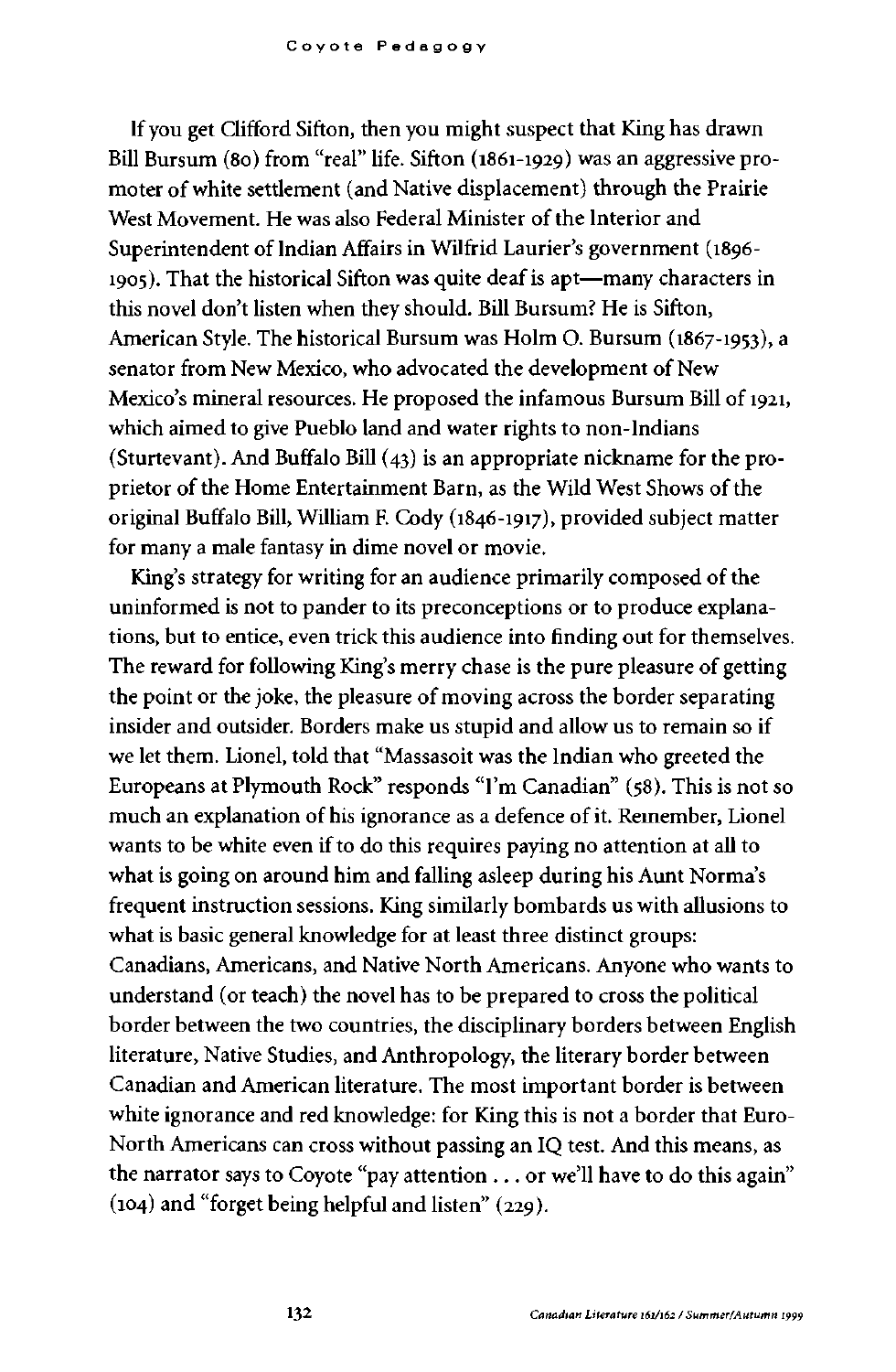If you get Clifford Sifton, then you might suspect that King has drawn Bill Bursum (80) from "real" life. Sifton (1861-1929) was an aggressive promoter of white settlement (and Native displacement) through the Prairie West Movement. He was also Federal Minister of the Interior and Superintendent of Indian Affairs in Wilfrid Laurier's government (1896-1905). That the historical Sifton was quite deaf is apt—many characters in this novel don't listen when they should. Bill Bursum? He is Sifton, American Style. The historical Bursum was Holm O. Bursum (1867-1953), a senator from New Mexico, who advocated the development of New Mexico's mineral resources. He proposed the infamous Bursum Bill of 1921, which aimed to give Pueblo land and water rights to non-Indians (Sturtevant). And Buffalo Bill (43) is an appropriate nickname for the proprietor of the Home Entertainment Barn, as the Wild West Shows of the original Buffalo Bill, William F. Cody (1846-1917), provided subject matter for many a male fantasy in dime novel or movie.

King's strategy for writing for an audience primarily composed of the uninformed is not to pander to its preconceptions or to produce explanations, but to entice, even trick this audience into finding out for themselves. The reward for following King's merry chase is the pure pleasure of getting the point or the joke, the pleasure of moving across the border separating insider and outsider. Borders make us stupid and allow us to remain so if we let them. Lionel, told that "Massasoit was the Indian who greeted the Europeans at Plymouth Rock" responds "I'm Canadian" (58). This is not so much an explanation of his ignorance as a defence of it. Remember, Lionel wants to be white even if to do this requires paying no attention at all to what is going on around him and falling asleep during his Aunt Norma's frequent instruction sessions. King similarly bombards us with allusions to what is basic general knowledge for at least three distinct groups: Canadians, Americans, and Native North Americans. Anyone who wants to understand (or teach) the novel has to be prepared to cross the political border between the two countries, the disciplinary borders between English literature, Native Studies, and Anthropology, the literary border between Canadian and American literature. The most important border is between white ignorance and red knowledge: for King this is not a border that Euro-North Americans can cross without passing an IQ test. And this means, as the narrator says to Coyote "pay attention . . . or we'll have to do this again" (104) and "forget being helpful and listen" (229).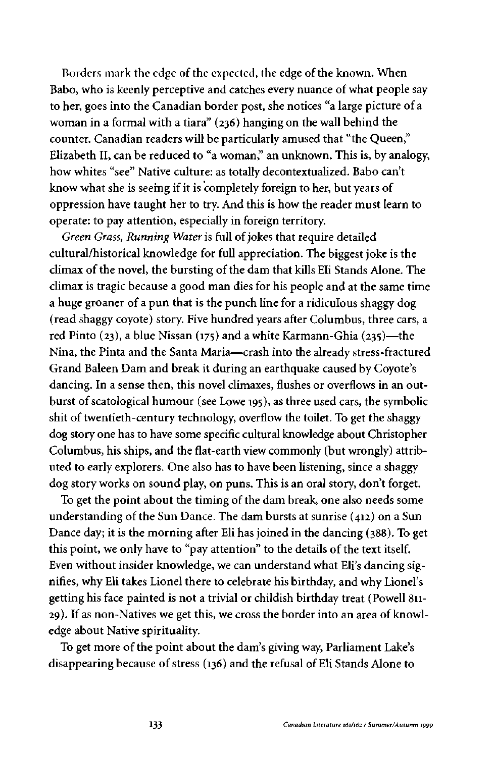Borders mark the edge of the expected, the edge of the known. When Babo, who is keenly perceptive and catches every nuance of what people say to her, goes into the Canadian border post, she notices "a large picture of a woman in a formal with a tiara" (236) hanging on the wall behind the counter. Canadian readers will be particularly amused that "the Queen," Elizabeth II, can be reduced to "a woman," an unknown. This is, by analogy, how whites "see" Native culture: as totally decontextualized. Babo can't know what she is seeing if it is completely foreign to her, but years of oppression have taught her to try. And this is how the reader must learn to operate: to pay attention, especially in foreign territory.

*Green Grass, Running Water* is full of jokes that require detailed cultural/historical knowledge for full appreciation. The biggest joke is the climax of the novel, the bursting of the dam that kills Eli Stands Alone. The climax is tragic because a good man dies for his people and at the same time a huge groaner of a pun that is the punch line for a ridiculous shaggy dog (read shaggy coyote) story. Five hundred years after Columbus, three cars, a red Pinto (23), a blue Nissan (175) and a white Karmann-Ghia (235)—the Nina, the Pinta and the Santa Maria—crash into the already stress-fractured Grand Baleen Dam and break it during an earthquake caused by Coyote's dancing. In a sense then, this novel climaxes, flushes or overflows in an outburst of scatological humour (see Lowe 195), as three used cars, the symbolic shit of twentieth-century technology, overflow the toilet. To get the shaggy dog story one has to have some specific cultural knowledge about Christopher Columbus, his ships, and the flat-earth view commonly (but wrongly) attributed to early explorers. One also has to have been listening, since a shaggy dog story works on sound play, on puns. This is an oral story, don't forget.

To get the point about the timing of the dam break, one also needs some understanding of the Sun Dance. The dam bursts at sunrise (412) on a Sun Dance day; it is the morning after Eli has joined in the dancing (388). To get this point, we only have to "pay attention" to the details of the text itself. Even without insider knowledge, we can understand what Eli's dancing signifies, why Eli takes Lionel there to celebrate his birthday, and why Lionel's getting his face painted is not a trivial or childish birthday treat (Powell 811-29). If as non-Natives we get this, we cross the border into an area of knowledge about Native spirituality.

To get more of the point about the dam's giving way, Parliament Lake's disappearing because of stress (136) and the refusal of Eli Stands Alone to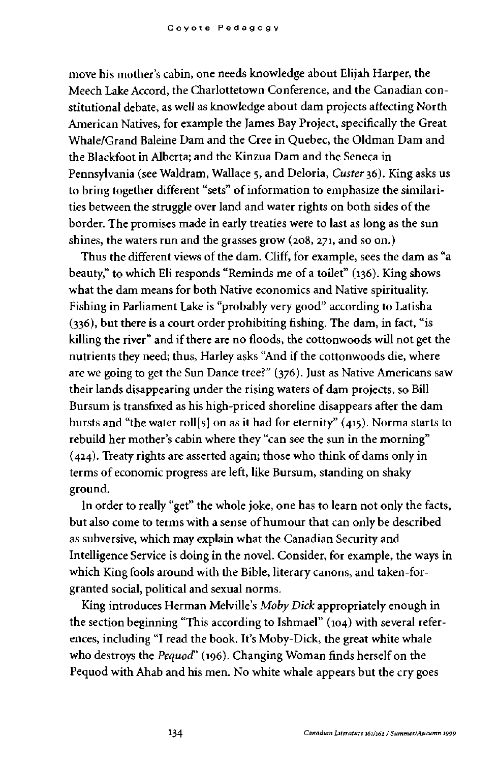move his mother's cabin, one needs knowledge about Elijah Harper, the Meech Lake Accord, the Charlottetown Conference, and the Canadian constitutional debate, as well as knowledge about dam projects affecting North American Natives, for example the James Bay Project, specifically the Great Whale/Grand Baleine Dam and the Cree in Quebec, the Oldman Dam and the Blackfoot in Alberta; and the Kinzua Dam and the Seneca in Pennsylvania (see Waldram, Wallace 5, and Deloria, *Custer* 36). King asks us to bring together different "sets" of information to emphasize the similarities between the struggle over land and water rights on both sides of the border. The promises made in early treaties were to last as long as the sun shines, the waters run and the grasses grow (208, 271, and so on.)

Thus the different views of the dam. Cliff, for example, sees the dam as "a beauty," to which Eli responds "Reminds me of a toilet" (136). King shows what the dam means for both Native economics and Native spirituality. Fishing in Parliament Lake is "probably very good" according to Latisha (336), but there is a court order prohibiting fishing. The dam, in fact, "is killing the river" and if there are no floods, the cottonwoods will not get the nutrients they need; thus, Harley asks "And if the cottonwoods die, where are we going to get the Sun Dance tree?" (376). Just as Native Americans saw their lands disappearing under the rising waters of dam projects, so Bill Bursum is transfixed as his high-priced shoreline disappears after the dam bursts and "the water roll[s] on as it had for eternity" (415). Norma starts to rebuild her mother's cabin where they "can see the sun in the morning" (424). Treaty rights are asserted again; those who think of dams only in terms of economic progress are left, like Bursum, standing on shaky ground.

In order to really "get" the whole joke, one has to learn not only the facts, but also come to terms with a sense of humour that can only be described as subversive, which may explain what the Canadian Security and Intelligence Service is doing in the novel. Consider, for example, the ways in which King fools around with the Bible, literary canons, and taken-for-granted social, political and sexual norms.

King introduces Herman Melville's *Moby Dick* appropriately enough in the section beginning "This according to Ishmael" (104) with several references, including "I read the book. It's Moby-Dick, the great white whale who destroys the *Pequod*" (196). Changing Woman finds herself on the Pequod with Ahab and his men. No white whale appears but the cry goes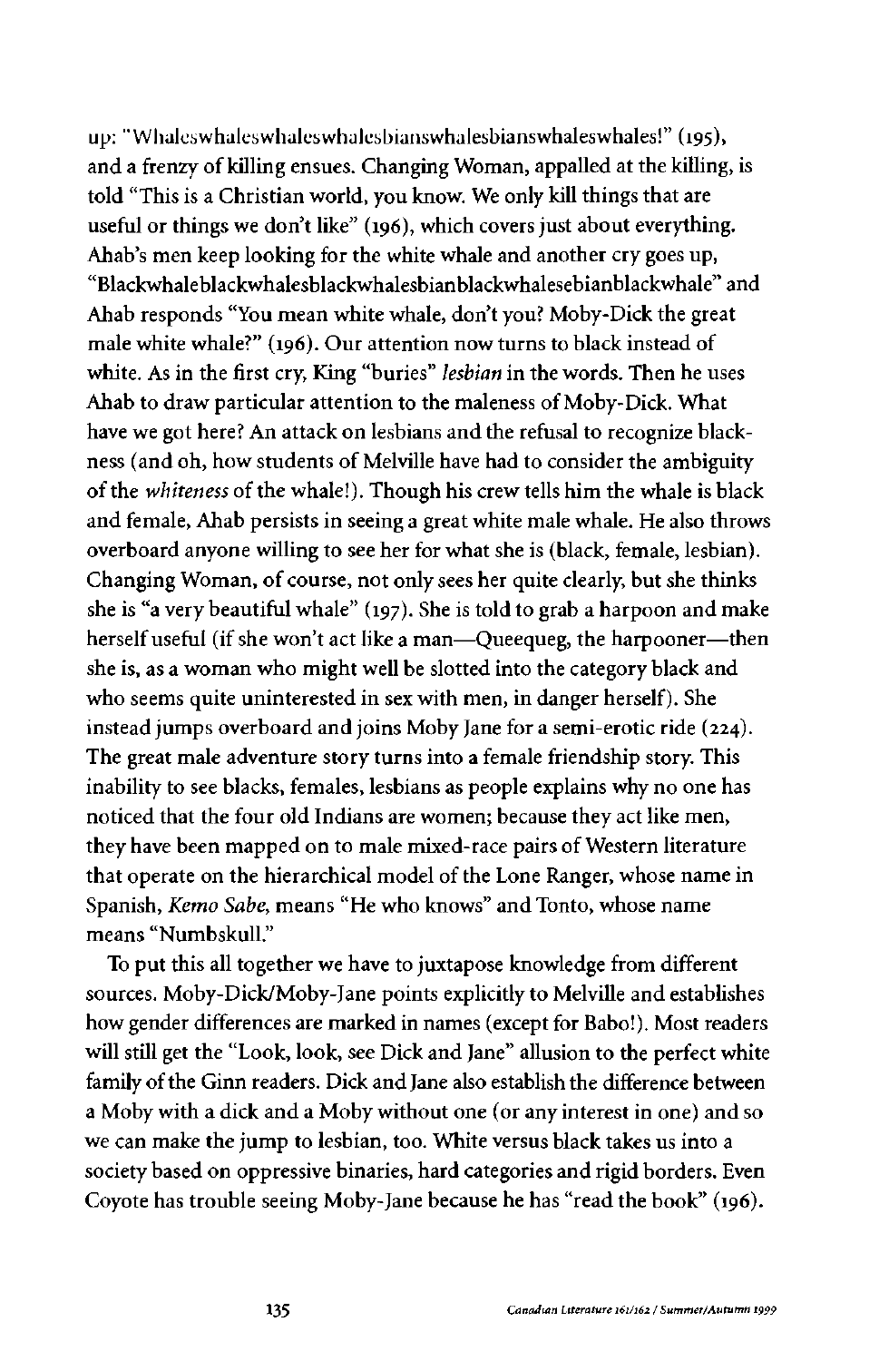up: "Whaleswhaleswhaleswhalesbianswhalesbianswhaleswhales!" (195), and a frenzy of killing ensues. Changing Woman, appalled at the killing, is told "This is a Christian world, you know. We only kill things that are useful or things we don't like" (196), which covers just about everything. Ahab's men keep looking for the white whale and another cry goes up, "Blackwhaleblackwhalesblackwhalesbianblackwhalesebianblackwhale" and Ahab responds "You mean white whale, don't you? Moby-Dick the great male white whale?" (196). Our attention now turns to black instead of white. As in the first cry, King "buries" *lesbian* in the words. Then he uses Ahab to draw particular attention to the maleness of Moby-Dick. What have we got here? An attack on lesbians and the refusal to recognize blackness (and oh, how students of Melville have had to consider the ambiguity of the *whiteness* of the whale!). Though his crew tells him the whale is black and female, Ahab persists in seeing a great white male whale. He also throws overboard anyone willing to see her for what she is (black, female, lesbian). Changing Woman, of course, not only sees her quite clearly, but she thinks she is "a very beautiful whale" (197). She is told to grab a harpoon and make herself useful (if she won't act like a man—Queequeg, the harpooner—then she is, as a woman who might well be slotted into the category black and who seems quite uninterested in sex with men, in danger herself). She instead jumps overboard and joins Moby Jane for a semi-erotic ride (224). The great male adventure story turns into a female friendship story. This inability to see blacks, females, lesbians as people explains why no one has noticed that the four old Indians are women; because they act like men, they have been mapped on to male mixed-race pairs of Western literature that operate on the hierarchical model of the Lone Ranger, whose name in Spanish, *Kemo Sabe*, means "He who knows" and Tonto, whose name means "Numbskull."

To put this all together we have to juxtapose knowledge from different sources. Moby-Dick/Moby-Jane points explicitly to Melville and establishes how gender differences are marked in names (except for Babo!). Most readers will still get the "Look, look, see Dick and Jane" allusion to the perfect white family of the Ginn readers. Dick and Jane also establish the difference between a Moby with a dick and a Moby without one (or any interest in one) and so we can make the jump to lesbian, too. White versus black takes us into a society based on oppressive binaries, hard categories and rigid borders. Even Coyote has trouble seeing Moby-Jane because he has "read the book" (196).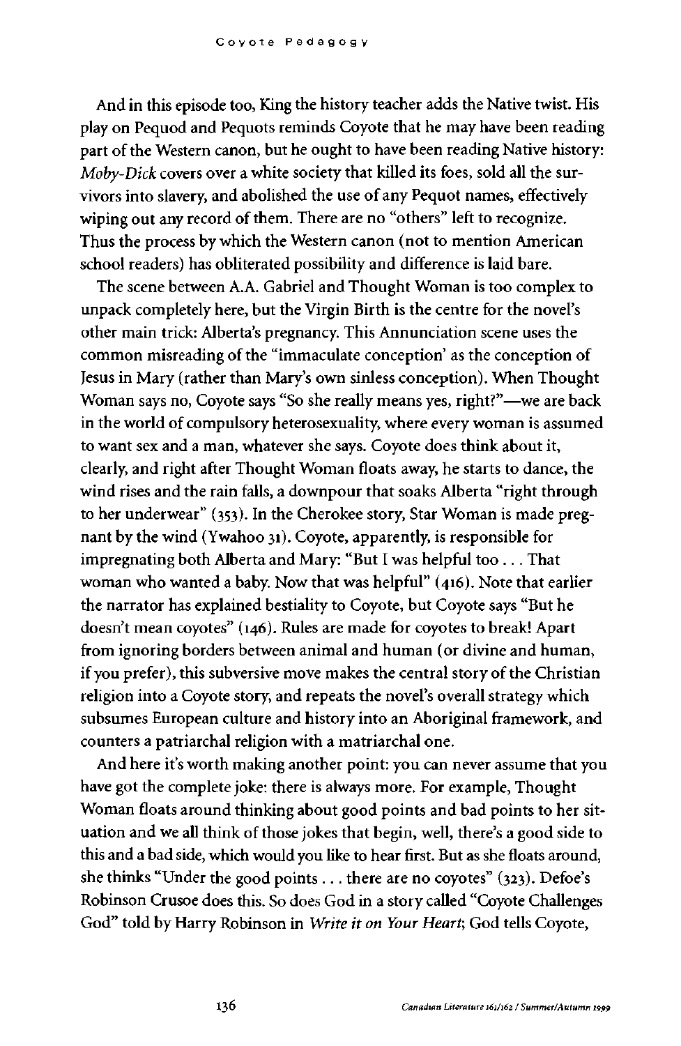And in this episode too, King the history teacher adds the Native twist. His play on Pequod and Pequots reminds Coyote that he may have been reading part of the Western canon, but he ought to have been reading Native history: *Moby-Dick* covers over a white society that killed its foes, sold all the survivors into slavery, and abolished the use of any Pequot names, effectively wiping out any record of them. There are no "others" left to recognize. Thus the process by which the Western canon (not to mention American school readers) has obliterated possibility and difference is laid bare.

The scene between A.A. Gabriel and Thought Woman is too complex to unpack completely here, but the Virgin Birth is the centre for the novel's other main trick: Alberta's pregnancy. This Annunciation scene uses the common misreading of the "immaculate conception' as the conception of Jesus in Mary (rather than Mary's own sinless conception). When Thought Woman says no, Coyote says "So she really means yes, right?"—we are back in the world of compulsory heterosexuality, where every woman is assumed to want sex and a man, whatever she says. Coyote does think about it, clearly, and right after Thought Woman floats away, he starts to dance, the wind rises and the rain falls, a downpour that soaks Alberta "right through to her underwear" (353). In the Cherokee story, Star Woman is made pregnant by the wind (Ywahoo 31). Coyote, apparently, is responsible for impregnating both Alberta and Mary: "But I was helpful too . . . That woman who wanted a baby. Now that was helpful" (416). Note that earlier the narrator has explained bestiality to Coyote, but Coyote says "But he doesn't mean coyotes" (146). Rules are made for coyotes to break! Apart from ignoring borders between animal and human (or divine and human, if you prefer), this subversive move makes the central story of the Christian religion into a Coyote story, and repeats the novel's overall strategy which subsumes European culture and history into an Aboriginal framework, and counters a patriarchal religion with a matriarchal one.

And here it's worth making another point: you can never assume that you have got the complete joke: there is always more. For example, Thought Woman floats around thinking about good points and bad points to her situation and we all think of those jokes that begin, well, there's a good side to this and a bad side, which would you like to hear first. But as she floats around, she thinks "Under the good points . . . there are no coyotes" (323). Defoe's Robinson Crusoe does this. So does God in a story called "Coyote Challenges God" told by Harry Robinson in *Write it on Your Heart*; God tells Coyote,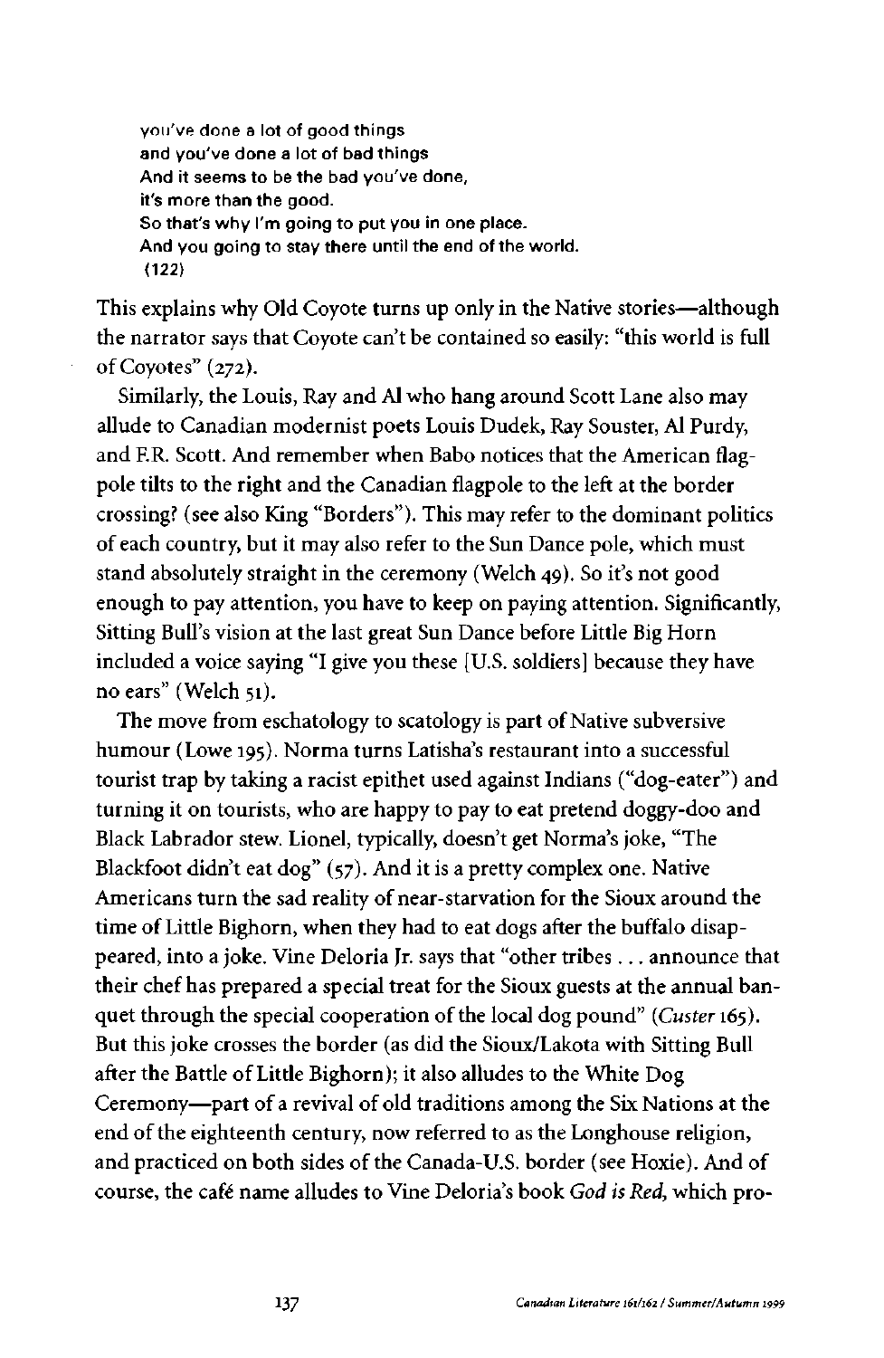> you've done a lot of good things
> and you've done a lot of bad things
> And it seems to be the bad you've done,
> it's more than the good.
> So that's why I'm going to put you in one place.
> And you going to stay there until the end of the world.
> (122)

This explains why Old Coyote turns up only in the Native stories—although the narrator says that Coyote can't be contained so easily: "this world is full of Coyotes" (272).

Similarly, the Louis, Ray and Al who hang around Scott Lane also may allude to Canadian modernist poets Louis Dudek, Ray Souster, Al Purdy, and F.R. Scott. And remember when Babo notices that the American flagpole tilts to the right and the Canadian flagpole to the left at the border crossing? (see also King "Borders"). This may refer to the dominant politics of each country, but it may also refer to the Sun Dance pole, which must stand absolutely straight in the ceremony (Welch 49). So it's not good enough to pay attention, you have to keep on paying attention. Significantly, Sitting Bull's vision at the last great Sun Dance before Little Big Horn included a voice saying "I give you these [U.S. soldiers] because they have no ears" (Welch 51).

The move from eschatology to scatology is part of Native subversive humour (Lowe 195). Norma turns Latisha's restaurant into a successful tourist trap by taking a racist epithet used against Indians ("dog-eater") and turning it on tourists, who are happy to pay to eat pretend doggy-doo and Black Labrador stew. Lionel, typically, doesn't get Norma's joke, "The Blackfoot didn't eat dog" (57). And it is a pretty complex one. Native Americans turn the sad reality of near-starvation for the Sioux around the time of Little Bighorn, when they had to eat dogs after the buffalo disappeared, into a joke. Vine Deloria Jr. says that "other tribes . . . announce that their chef has prepared a special treat for the Sioux guests at the annual banquet through the special cooperation of the local dog pound" (*Custer* 165). But this joke crosses the border (as did the Sioux/Lakota with Sitting Bull after the Battle of Little Bighorn); it also alludes to the White Dog Ceremony—part of a revival of old traditions among the Six Nations at the end of the eighteenth century, now referred to as the Longhouse religion, and practiced on both sides of the Canada-U.S. border (see Hoxie). And of course, the café name alludes to Vine Deloria's book *God is Red*, which pro-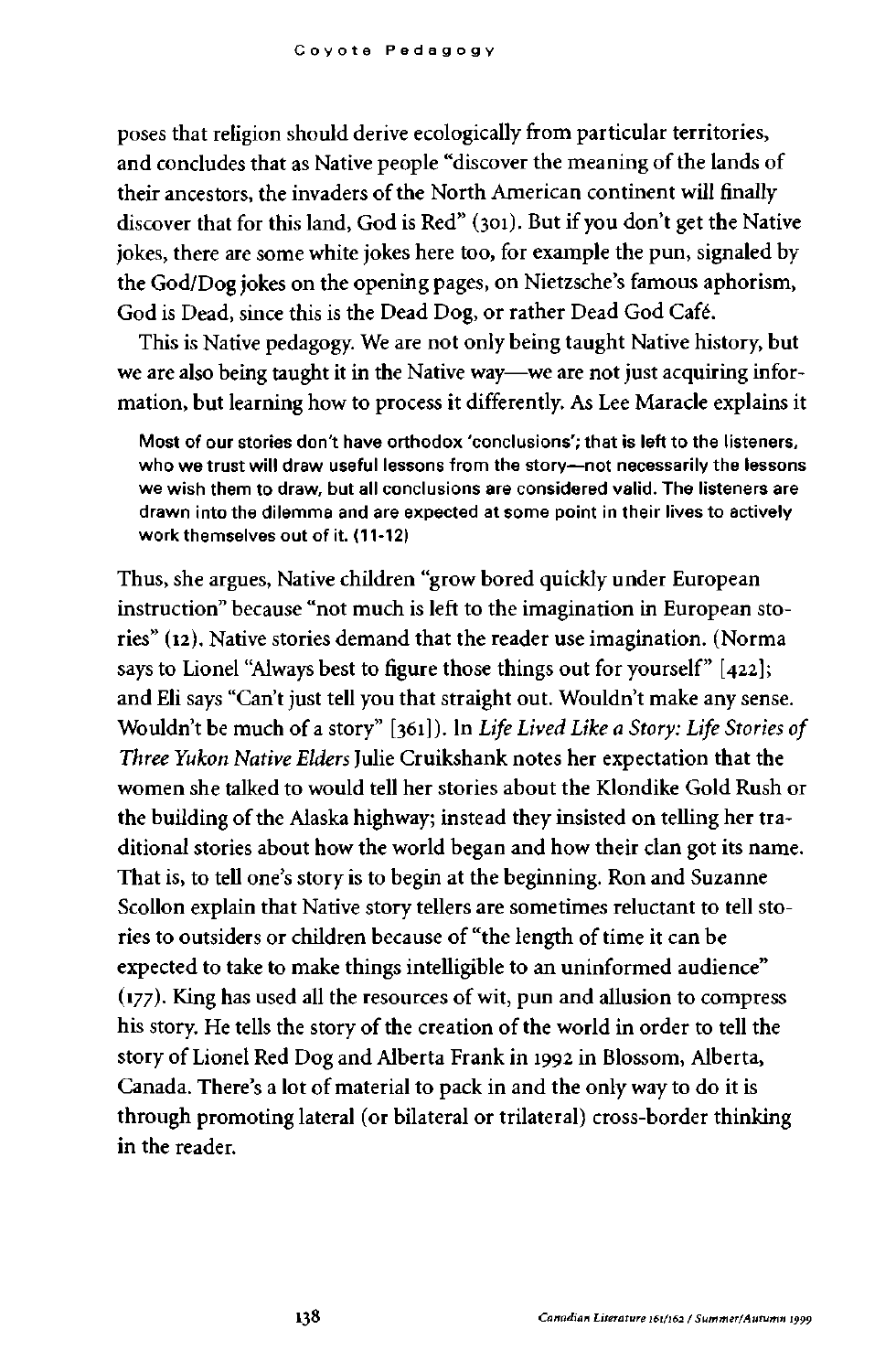poses that religion should derive ecologically from particular territories, and concludes that as Native people "discover the meaning of the lands of their ancestors, the invaders of the North American continent will finally discover that for this land, God is Red" (301). But if you don't get the Native jokes, there are some white jokes here too, for example the pun, signaled by the God/Dog jokes on the opening pages, on Nietzsche's famous aphorism, God is Dead, since this is the Dead Dog, or rather Dead God Café.

This is Native pedagogy. We are not only being taught Native history, but we are also being taught it in the Native way—we are not just acquiring information, but learning how to process it differently. As Lee Maracle explains it

> Most of our stories don't have orthodox 'conclusions'; that is left to the listeners, who we trust will draw useful lessons from the story—not necessarily the lessons we wish them to draw, but all conclusions are considered valid. The listeners are drawn into the dilemma and are expected at some point in their lives to actively work themselves out of it. (11-12)

Thus, she argues, Native children "grow bored quickly under European instruction" because "not much is left to the imagination in European stories" (12). Native stories demand that the reader use imagination. (Norma says to Lionel "Always best to figure those things out for yourself" [422]; and Eli says "Can't just tell you that straight out. Wouldn't make any sense. Wouldn't be much of a story" [361]). In *Life Lived Like a Story: Life Stories of Three Yukon Native Elders* Julie Cruikshank notes her expectation that the women she talked to would tell her stories about the Klondike Gold Rush or the building of the Alaska highway; instead they insisted on telling her traditional stories about how the world began and how their clan got its name. That is, to tell one's story is to begin at the beginning. Ron and Suzanne Scollon explain that Native story tellers are sometimes reluctant to tell stories to outsiders or children because of "the length of time it can be expected to take to make things intelligible to an uninformed audience" (177). King has used all the resources of wit, pun and allusion to compress his story. He tells the story of the creation of the world in order to tell the story of Lionel Red Dog and Alberta Frank in 1992 in Blossom, Alberta, Canada. There's a lot of material to pack in and the only way to do it is through promoting lateral (or bilateral or trilateral) cross-border thinking in the reader.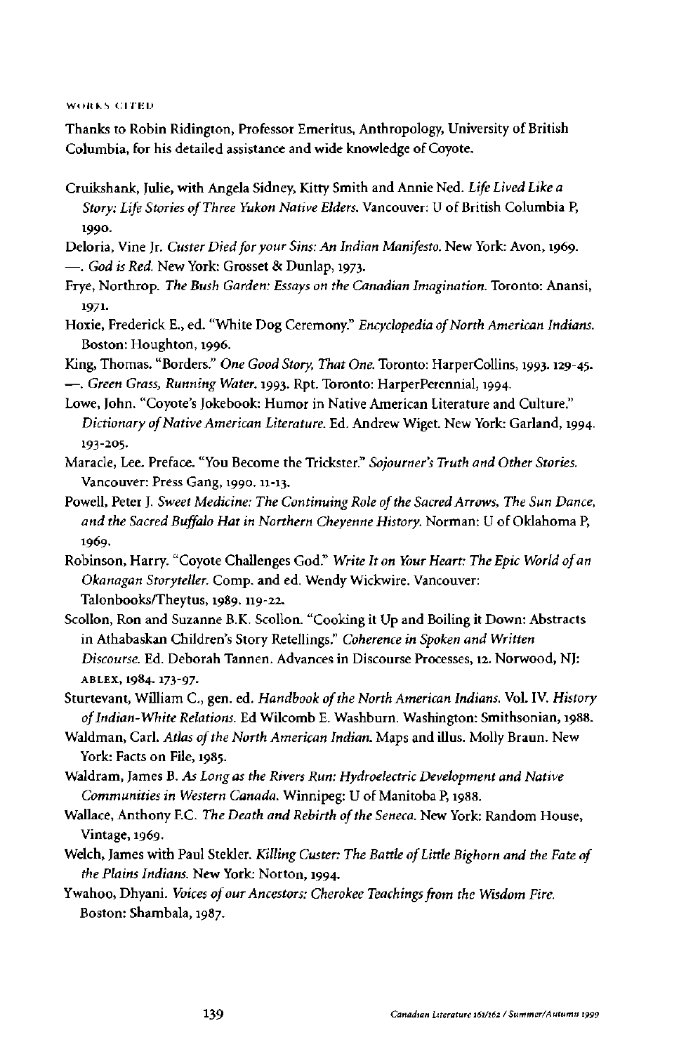## WORKS CITED

Thanks to Robin Ridington, Professor Emeritus, Anthropology, University of British Columbia, for his detailed assistance and wide knowledge of Coyote.

Cruikshank, Julie, with Angela Sidney, Kitty Smith and Annie Ned. *Life Lived Like a Story: Life Stories of Three Yukon Native Elders.* Vancouver: U of British Columbia P, 1990.

Deloria, Vine Jr. *Custer Died for your Sins: An Indian Manifesto.* New York: Avon, 1969.

—. *God is Red.* New York: Grosset & Dunlap, 1973.

Frye, Northrop. *The Bush Garden: Essays on the Canadian Imagination.* Toronto: Anansi, 1971.

Hoxie, Frederick E., ed. "White Dog Ceremony." *Encyclopedia of North American Indians.* Boston: Houghton, 1996.

King, Thomas. "Borders." *One Good Story, That One.* Toronto: HarperCollins, 1993. 129-45.

—. *Green Grass, Running Water.* 1993. Rpt. Toronto: HarperPerennial, 1994.

Lowe, John. "Coyote's Jokebook: Humor in Native American Literature and Culture." *Dictionary of Native American Literature.* Ed. Andrew Wiget. New York: Garland, 1994. 193-205.

Maracle, Lee. Preface. "You Become the Trickster." *Sojourner's Truth and Other Stories.* Vancouver: Press Gang, 1990. 11-13.

Powell, Peter J. *Sweet Medicine: The Continuing Role of the Sacred Arrows, The Sun Dance, and the Sacred Buffalo Hat in Northern Cheyenne History.* Norman: U of Oklahoma P, 1969.

Robinson, Harry. "Coyote Challenges God." *Write It on Your Heart: The Epic World of an Okanagan Storyteller.* Comp. and ed. Wendy Wickwire. Vancouver: Talonbooks/Theytus, 1989. 119-22.

Scollon, Ron and Suzanne B.K. Scollon. "Cooking it Up and Boiling it Down: Abstracts in Athabaskan Children's Story Retellings." *Coherence in Spoken and Written Discourse.* Ed. Deborah Tannen. Advances in Discourse Processes, 12. Norwood, NJ: ABLEX, 1984. 173-97.

Sturtevant, William C., gen. ed. *Handbook of the North American Indians.* Vol. IV. *History of Indian-White Relations.* Ed Wilcomb E. Washburn. Washington: Smithsonian, 1988.

Waldman, Carl. *Atlas of the North American Indian.* Maps and illus. Molly Braun. New York: Facts on File, 1985.

Waldram, James B. *As Long as the Rivers Run: Hydroelectric Development and Native Communities in Western Canada.* Winnipeg: U of Manitoba P, 1988.

Wallace, Anthony F.C. *The Death and Rebirth of the Seneca.* New York: Random House, Vintage, 1969.

Welch, James with Paul Stekler. *Killing Custer: The Battle of Little Bighorn and the Fate of the Plains Indians.* New York: Norton, 1994.

Ywahoo, Dhyani. *Voices of our Ancestors: Cherokee Teachings from the Wisdom Fire.* Boston: Shambala, 1987.